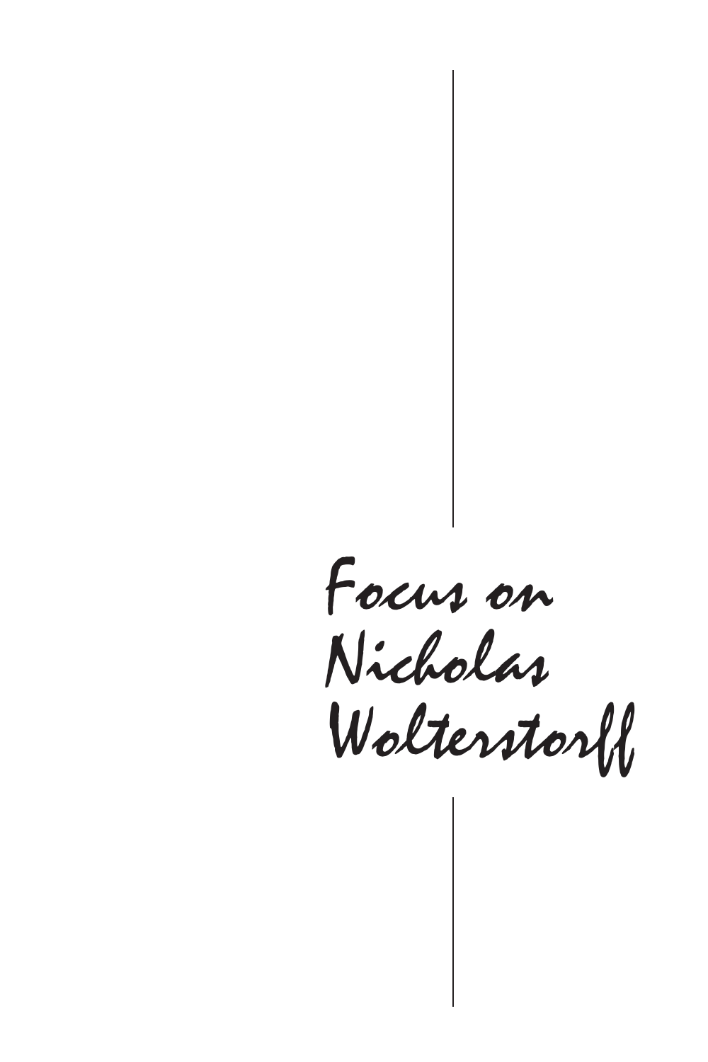# Focus on Nicholas Wolterstorff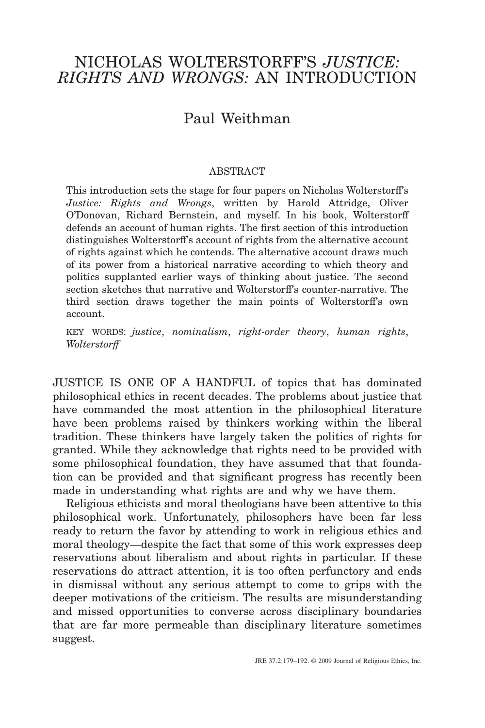# NICHOLAS WOLTERSTORFF'S *JUSTICE: RIGHTS AND WRONGS:* AN INTRODUCTION

## Paul Weithman

### ABSTRACT

This introduction sets the stage for four papers on Nicholas Wolterstorff's *Justice: Rights and Wrongs*, written by Harold Attridge, Oliver O'Donovan, Richard Bernstein, and myself. In his book, Wolterstorff defends an account of human rights. The first section of this introduction distinguishes Wolterstorff's account of rights from the alternative account of rights against which he contends. The alternative account draws much of its power from a historical narrative according to which theory and politics supplanted earlier ways of thinking about justice. The second section sketches that narrative and Wolterstorff's counter-narrative. The third section draws together the main points of Wolterstorff's own account.

KEY WORDS: *justice*, *nominalism*, *right-order theory*, *human rights*, *Wolterstorff*

JUSTICE IS ONE OF A HANDFUL of topics that has dominated philosophical ethics in recent decades. The problems about justice that have commanded the most attention in the philosophical literature have been problems raised by thinkers working within the liberal tradition. These thinkers have largely taken the politics of rights for granted. While they acknowledge that rights need to be provided with some philosophical foundation, they have assumed that that foundation can be provided and that significant progress has recently been made in understanding what rights are and why we have them.

Religious ethicists and moral theologians have been attentive to this philosophical work. Unfortunately, philosophers have been far less ready to return the favor by attending to work in religious ethics and moral theology—despite the fact that some of this work expresses deep reservations about liberalism and about rights in particular. If these reservations do attract attention, it is too often perfunctory and ends in dismissal without any serious attempt to come to grips with the deeper motivations of the criticism. The results are misunderstanding and missed opportunities to converse across disciplinary boundaries that are far more permeable than disciplinary literature sometimes suggest.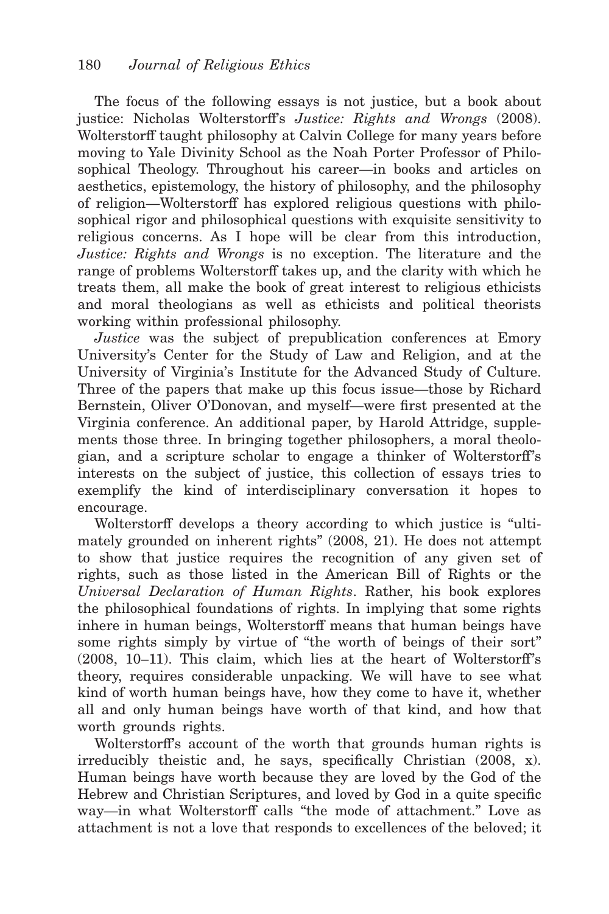The focus of the following essays is not justice, but a book about justice: Nicholas Wolterstorff's *Justice: Rights and Wrongs* (2008). Wolterstorff taught philosophy at Calvin College for many years before moving to Yale Divinity School as the Noah Porter Professor of Philosophical Theology. Throughout his career—in books and articles on aesthetics, epistemology, the history of philosophy, and the philosophy of religion—Wolterstorff has explored religious questions with philosophical rigor and philosophical questions with exquisite sensitivity to religious concerns. As I hope will be clear from this introduction, *Justice: Rights and Wrongs* is no exception. The literature and the range of problems Wolterstorff takes up, and the clarity with which he treats them, all make the book of great interest to religious ethicists and moral theologians as well as ethicists and political theorists working within professional philosophy.

*Justice* was the subject of prepublication conferences at Emory University's Center for the Study of Law and Religion, and at the University of Virginia's Institute for the Advanced Study of Culture. Three of the papers that make up this focus issue—those by Richard Bernstein, Oliver O'Donovan, and myself—were first presented at the Virginia conference. An additional paper, by Harold Attridge, supplements those three. In bringing together philosophers, a moral theologian, and a scripture scholar to engage a thinker of Wolterstorff's interests on the subject of justice, this collection of essays tries to exemplify the kind of interdisciplinary conversation it hopes to encourage.

Wolterstorff develops a theory according to which justice is "ultimately grounded on inherent rights" (2008, 21). He does not attempt to show that justice requires the recognition of any given set of rights, such as those listed in the American Bill of Rights or the *Universal Declaration of Human Rights*. Rather, his book explores the philosophical foundations of rights. In implying that some rights inhere in human beings, Wolterstorff means that human beings have some rights simply by virtue of "the worth of beings of their sort" (2008, 10–11). This claim, which lies at the heart of Wolterstorff's theory, requires considerable unpacking. We will have to see what kind of worth human beings have, how they come to have it, whether all and only human beings have worth of that kind, and how that worth grounds rights.

Wolterstorff's account of the worth that grounds human rights is irreducibly theistic and, he says, specifically Christian (2008, x). Human beings have worth because they are loved by the God of the Hebrew and Christian Scriptures, and loved by God in a quite specific way—in what Wolterstorff calls "the mode of attachment." Love as attachment is not a love that responds to excellences of the beloved; it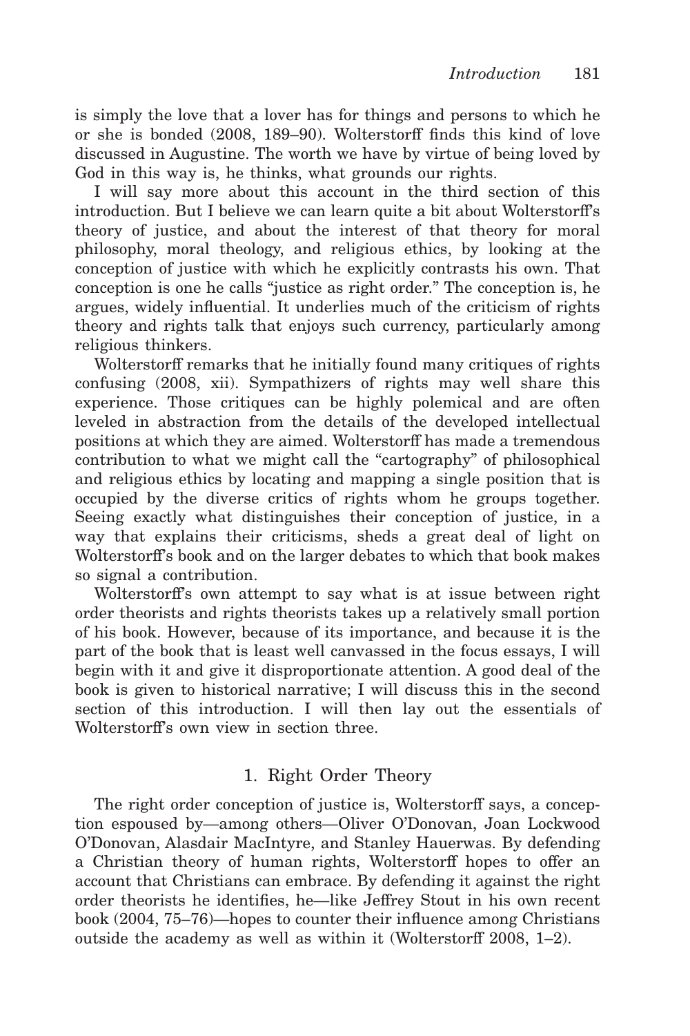is simply the love that a lover has for things and persons to which he or she is bonded (2008, 189–90). Wolterstorff finds this kind of love discussed in Augustine. The worth we have by virtue of being loved by God in this way is, he thinks, what grounds our rights.

I will say more about this account in the third section of this introduction. But I believe we can learn quite a bit about Wolterstorff's theory of justice, and about the interest of that theory for moral philosophy, moral theology, and religious ethics, by looking at the conception of justice with which he explicitly contrasts his own. That conception is one he calls "justice as right order." The conception is, he argues, widely influential. It underlies much of the criticism of rights theory and rights talk that enjoys such currency, particularly among religious thinkers.

Wolterstorff remarks that he initially found many critiques of rights confusing (2008, xii). Sympathizers of rights may well share this experience. Those critiques can be highly polemical and are often leveled in abstraction from the details of the developed intellectual positions at which they are aimed. Wolterstorff has made a tremendous contribution to what we might call the "cartography" of philosophical and religious ethics by locating and mapping a single position that is occupied by the diverse critics of rights whom he groups together. Seeing exactly what distinguishes their conception of justice, in a way that explains their criticisms, sheds a great deal of light on Wolterstorff's book and on the larger debates to which that book makes so signal a contribution.

Wolterstorff's own attempt to say what is at issue between right order theorists and rights theorists takes up a relatively small portion of his book. However, because of its importance, and because it is the part of the book that is least well canvassed in the focus essays, I will begin with it and give it disproportionate attention. A good deal of the book is given to historical narrative; I will discuss this in the second section of this introduction. I will then lay out the essentials of Wolterstorff's own view in section three.

## 1. Right Order Theory

The right order conception of justice is, Wolterstorff says, a conception espoused by—among others—Oliver O'Donovan, Joan Lockwood O'Donovan, Alasdair MacIntyre, and Stanley Hauerwas. By defending a Christian theory of human rights, Wolterstorff hopes to offer an account that Christians can embrace. By defending it against the right order theorists he identifies, he—like Jeffrey Stout in his own recent book (2004, 75–76)—hopes to counter their influence among Christians outside the academy as well as within it (Wolterstorff 2008, 1–2).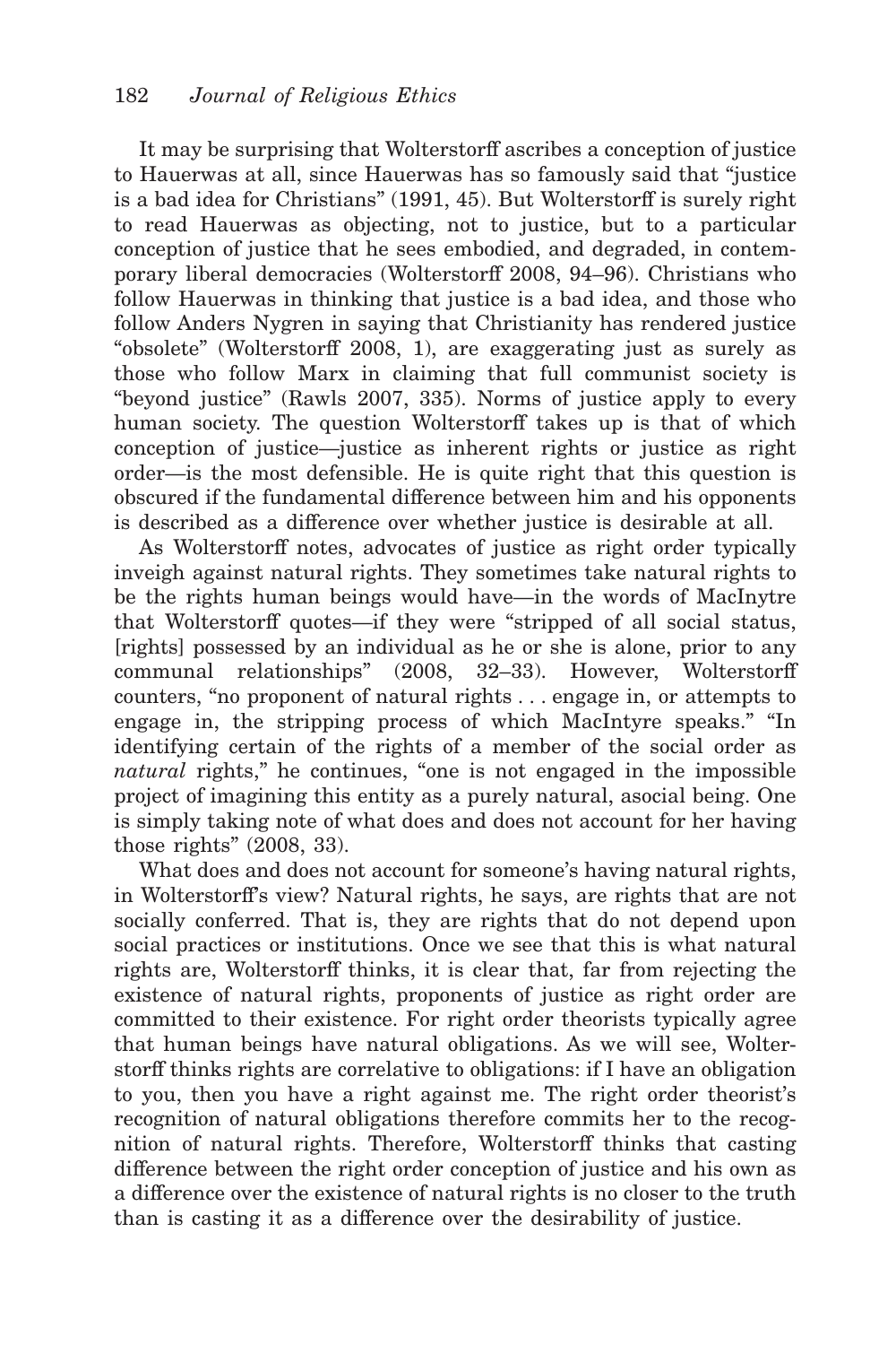It may be surprising that Wolterstorff ascribes a conception of justice to Hauerwas at all, since Hauerwas has so famously said that "justice is a bad idea for Christians" (1991, 45). But Wolterstorff is surely right to read Hauerwas as objecting, not to justice, but to a particular conception of justice that he sees embodied, and degraded, in contemporary liberal democracies (Wolterstorff 2008, 94–96). Christians who follow Hauerwas in thinking that justice is a bad idea, and those who follow Anders Nygren in saying that Christianity has rendered justice "obsolete" (Wolterstorff 2008, 1), are exaggerating just as surely as those who follow Marx in claiming that full communist society is "beyond justice" (Rawls 2007, 335). Norms of justice apply to every human society. The question Wolterstorff takes up is that of which conception of justice—justice as inherent rights or justice as right order—is the most defensible. He is quite right that this question is obscured if the fundamental difference between him and his opponents is described as a difference over whether justice is desirable at all.

As Wolterstorff notes, advocates of justice as right order typically inveigh against natural rights. They sometimes take natural rights to be the rights human beings would have—in the words of MacInytre that Wolterstorff quotes—if they were "stripped of all social status, [rights] possessed by an individual as he or she is alone, prior to any communal relationships" (2008, 32–33). However, Wolterstorff counters, "no proponent of natural rights . . . engage in, or attempts to engage in, the stripping process of which MacIntyre speaks." "In identifying certain of the rights of a member of the social order as *natural* rights," he continues, "one is not engaged in the impossible project of imagining this entity as a purely natural, asocial being. One is simply taking note of what does and does not account for her having those rights" (2008, 33).

What does and does not account for someone's having natural rights, in Wolterstorff's view? Natural rights, he says, are rights that are not socially conferred. That is, they are rights that do not depend upon social practices or institutions. Once we see that this is what natural rights are, Wolterstorff thinks, it is clear that, far from rejecting the existence of natural rights, proponents of justice as right order are committed to their existence. For right order theorists typically agree that human beings have natural obligations. As we will see, Wolterstorff thinks rights are correlative to obligations: if I have an obligation to you, then you have a right against me. The right order theorist's recognition of natural obligations therefore commits her to the recognition of natural rights. Therefore, Wolterstorff thinks that casting difference between the right order conception of justice and his own as a difference over the existence of natural rights is no closer to the truth than is casting it as a difference over the desirability of justice.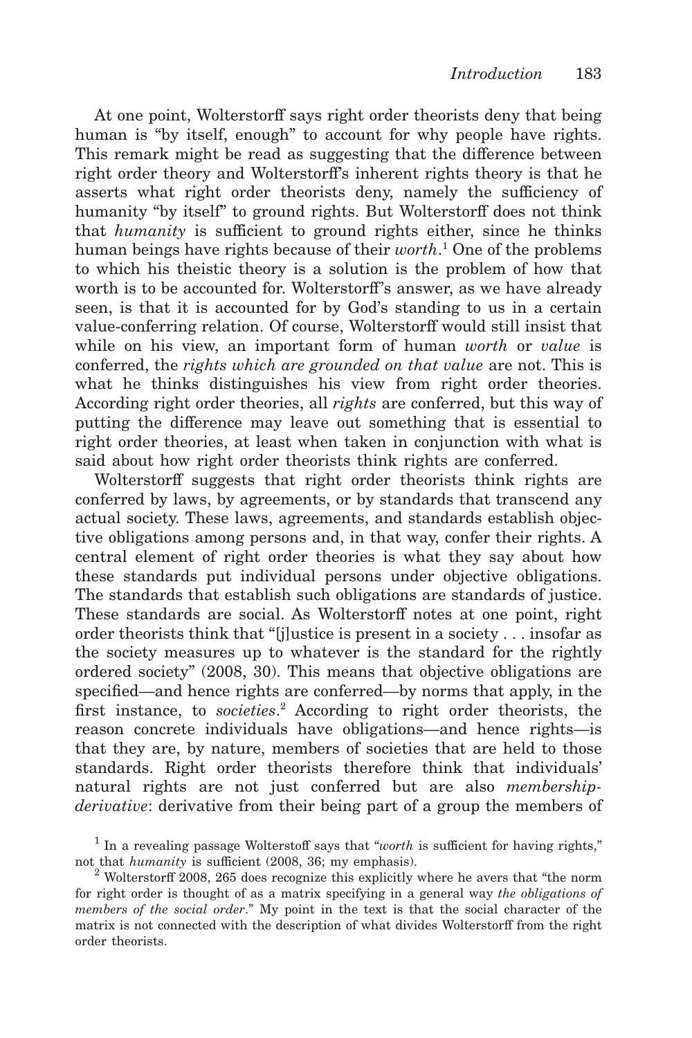At one point, Wolterstorff says right order theorists deny that being human is "by itself, enough" to account for why people have rights. This remark might be read as suggesting that the difference between right order theory and Wolterstorff's inherent rights theory is that he asserts what right order theorists deny, namely the sufficiency of humanity "by itself" to ground rights. But Wolterstorff does not think that *humanity* is sufficient to ground rights either, since he thinks human beings have rights because of their *worth*.[1] One of the problems to which his theistic theory is a solution is the problem of how that worth is to be accounted for. Wolterstorff's answer, as we have already seen, is that it is accounted for by God's standing to us in a certain value-conferring relation. Of course, Wolterstorff would still insist that while on his view, an important form of human *worth* or *value* is conferred, the *rights which are grounded on that value* are not. This is what he thinks distinguishes his view from right order theories. According right order theories, all *rights* are conferred, but this way of putting the difference may leave out something that is essential to right order theories, at least when taken in conjunction with what is said about how right order theorists think rights are conferred.

Wolterstorff suggests that right order theorists think rights are conferred by laws, by agreements, or by standards that transcend any actual society. These laws, agreements, and standards establish objective obligations among persons and, in that way, confer their rights. A central element of right order theories is what they say about how these standards put individual persons under objective obligations. The standards that establish such obligations are standards of justice. These standards are social. As Wolterstorff notes at one point, right order theorists think that "[j]ustice is present in a society . . . insofar as the society measures up to whatever is the standard for the rightly ordered society" (2008, 30). This means that objective obligations are specified—and hence rights are conferred—by norms that apply, in the first instance, to *societies*.[2] According to right order theorists, the reason concrete individuals have obligations—and hence rights—is that they are, by nature, members of societies that are held to those standards. Right order theorists therefore think that individuals' natural rights are not just conferred but are also *membership-derivative*: derivative from their being part of a group the members of

[1] In a revealing passage Wolterstorff says that "*worth* is sufficient for having rights," not that *humanity* is sufficient (2008, 36; my emphasis).

[2] Wolterstorff 2008, 265 does recognize this explicitly where he avers that "the norm for right order is thought of as a matrix specifying in a general way *the obligations of members of the social order*." My point in the text is that the social character of the matrix is not connected with the description of what divides Wolterstorff from the right order theorists.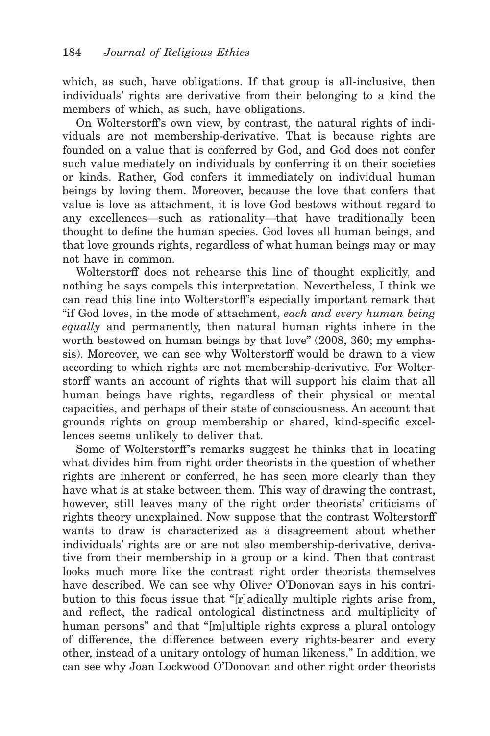which, as such, have obligations. If that group is all-inclusive, then individuals' rights are derivative from their belonging to a kind the members of which, as such, have obligations.

On Wolterstorff's own view, by contrast, the natural rights of individuals are not membership-derivative. That is because rights are founded on a value that is conferred by God, and God does not confer such value mediately on individuals by conferring it on their societies or kinds. Rather, God confers it immediately on individual human beings by loving them. Moreover, because the love that confers that value is love as attachment, it is love God bestows without regard to any excellences—such as rationality—that have traditionally been thought to define the human species. God loves all human beings, and that love grounds rights, regardless of what human beings may or may not have in common.

Wolterstorff does not rehearse this line of thought explicitly, and nothing he says compels this interpretation. Nevertheless, I think we can read this line into Wolterstorff's especially important remark that "if God loves, in the mode of attachment, *each and every human being equally* and permanently, then natural human rights inhere in the worth bestowed on human beings by that love" (2008, 360; my emphasis). Moreover, we can see why Wolterstorff would be drawn to a view according to which rights are not membership-derivative. For Wolterstorff wants an account of rights that will support his claim that all human beings have rights, regardless of their physical or mental capacities, and perhaps of their state of consciousness. An account that grounds rights on group membership or shared, kind-specific excellences seems unlikely to deliver that.

Some of Wolterstorff's remarks suggest he thinks that in locating what divides him from right order theorists in the question of whether rights are inherent or conferred, he has seen more clearly than they have what is at stake between them. This way of drawing the contrast, however, still leaves many of the right order theorists' criticisms of rights theory unexplained. Now suppose that the contrast Wolterstorff wants to draw is characterized as a disagreement about whether individuals' rights are or are not also membership-derivative, derivative from their membership in a group or a kind. Then that contrast looks much more like the contrast right order theorists themselves have described. We can see why Oliver O'Donovan says in his contribution to this focus issue that "[r]adically multiple rights arise from, and reflect, the radical ontological distinctness and multiplicity of human persons" and that "[m]ultiple rights express a plural ontology of difference, the difference between every rights-bearer and every other, instead of a unitary ontology of human likeness." In addition, we can see why Joan Lockwood O'Donovan and other right order theorists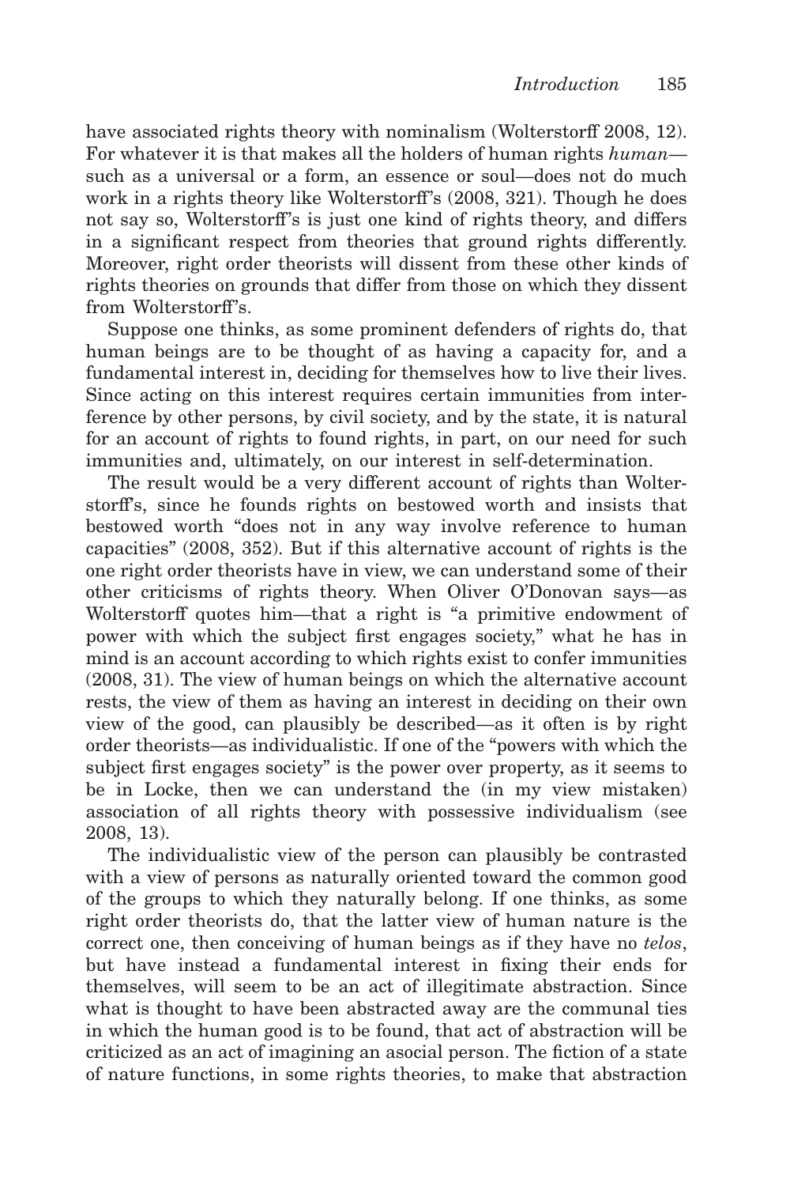have associated rights theory with nominalism (Wolterstorff 2008, 12). For whatever it is that makes all the holders of human rights *human*—such as a universal or a form, an essence or soul—does not do much work in a rights theory like Wolterstorff's (2008, 321). Though he does not say so, Wolterstorff's is just one kind of rights theory, and differs in a significant respect from theories that ground rights differently. Moreover, right order theorists will dissent from these other kinds of rights theories on grounds that differ from those on which they dissent from Wolterstorff's.

Suppose one thinks, as some prominent defenders of rights do, that human beings are to be thought of as having a capacity for, and a fundamental interest in, deciding for themselves how to live their lives. Since acting on this interest requires certain immunities from interference by other persons, by civil society, and by the state, it is natural for an account of rights to found rights, in part, on our need for such immunities and, ultimately, on our interest in self-determination.

The result would be a very different account of rights than Wolterstorff's, since he founds rights on bestowed worth and insists that bestowed worth "does not in any way involve reference to human capacities" (2008, 352). But if this alternative account of rights is the one right order theorists have in view, we can understand some of their other criticisms of rights theory. When Oliver O'Donovan says—as Wolterstorff quotes him—that a right is "a primitive endowment of power with which the subject first engages society," what he has in mind is an account according to which rights exist to confer immunities (2008, 31). The view of human beings on which the alternative account rests, the view of them as having an interest in deciding on their own view of the good, can plausibly be described—as it often is by right order theorists—as individualistic. If one of the "powers with which the subject first engages society" is the power over property, as it seems to be in Locke, then we can understand the (in my view mistaken) association of all rights theory with possessive individualism (see 2008, 13).

The individualistic view of the person can plausibly be contrasted with a view of persons as naturally oriented toward the common good of the groups to which they naturally belong. If one thinks, as some right order theorists do, that the latter view of human nature is the correct one, then conceiving of human beings as if they have no *telos*, but have instead a fundamental interest in fixing their ends for themselves, will seem to be an act of illegitimate abstraction. Since what is thought to have been abstracted away are the communal ties in which the human good is to be found, that act of abstraction will be criticized as an act of imagining an asocial person. The fiction of a state of nature functions, in some rights theories, to make that abstraction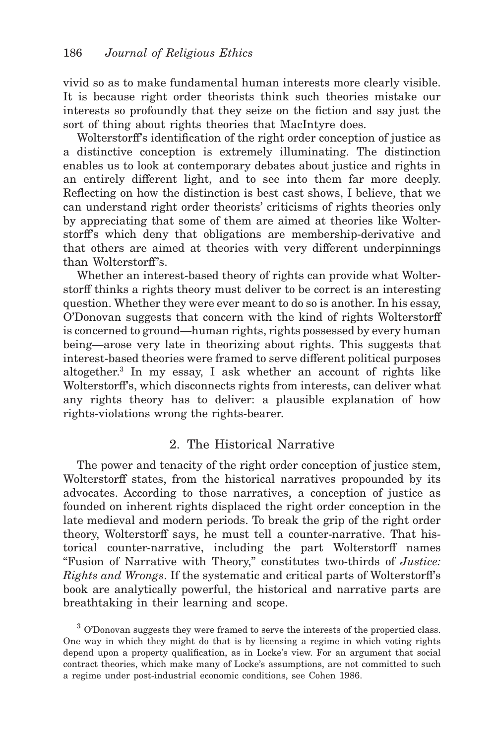vivid so as to make fundamental human interests more clearly visible. It is because right order theorists think such theories mistake our interests so profoundly that they seize on the fiction and say just the sort of thing about rights theories that MacIntyre does.

Wolterstorff's identification of the right order conception of justice as a distinctive conception is extremely illuminating. The distinction enables us to look at contemporary debates about justice and rights in an entirely different light, and to see into them far more deeply. Reflecting on how the distinction is best cast shows, I believe, that we can understand right order theorists' criticisms of rights theories only by appreciating that some of them are aimed at theories like Wolterstorff's which deny that obligations are membership-derivative and that others are aimed at theories with very different underpinnings than Wolterstorff's.

Whether an interest-based theory of rights can provide what Wolterstorff thinks a rights theory must deliver to be correct is an interesting question. Whether they were ever meant to do so is another. In his essay, O'Donovan suggests that concern with the kind of rights Wolterstorff is concerned to ground—human rights, rights possessed by every human being—arose very late in theorizing about rights. This suggests that interest-based theories were framed to serve different political purposes altogether.[3] In my essay, I ask whether an account of rights like Wolterstorff's, which disconnects rights from interests, can deliver what any rights theory has to deliver: a plausible explanation of how rights-violations wrong the rights-bearer.

## 2. The Historical Narrative

The power and tenacity of the right order conception of justice stem, Wolterstorff states, from the historical narratives propounded by its advocates. According to those narratives, a conception of justice as founded on inherent rights displaced the right order conception in the late medieval and modern periods. To break the grip of the right order theory, Wolterstorff says, he must tell a counter-narrative. That historical counter-narrative, including the part Wolterstorff names "Fusion of Narrative with Theory," constitutes two-thirds of *Justice: Rights and Wrongs*. If the systematic and critical parts of Wolterstorff's book are analytically powerful, the historical and narrative parts are breathtaking in their learning and scope.

[3] O'Donovan suggests they were framed to serve the interests of the propertied class. One way in which they might do that is by licensing a regime in which voting rights depend upon a property qualification, as in Locke's view. For an argument that social contract theories, which make many of Locke's assumptions, are not committed to such a regime under post-industrial economic conditions, see Cohen 1986.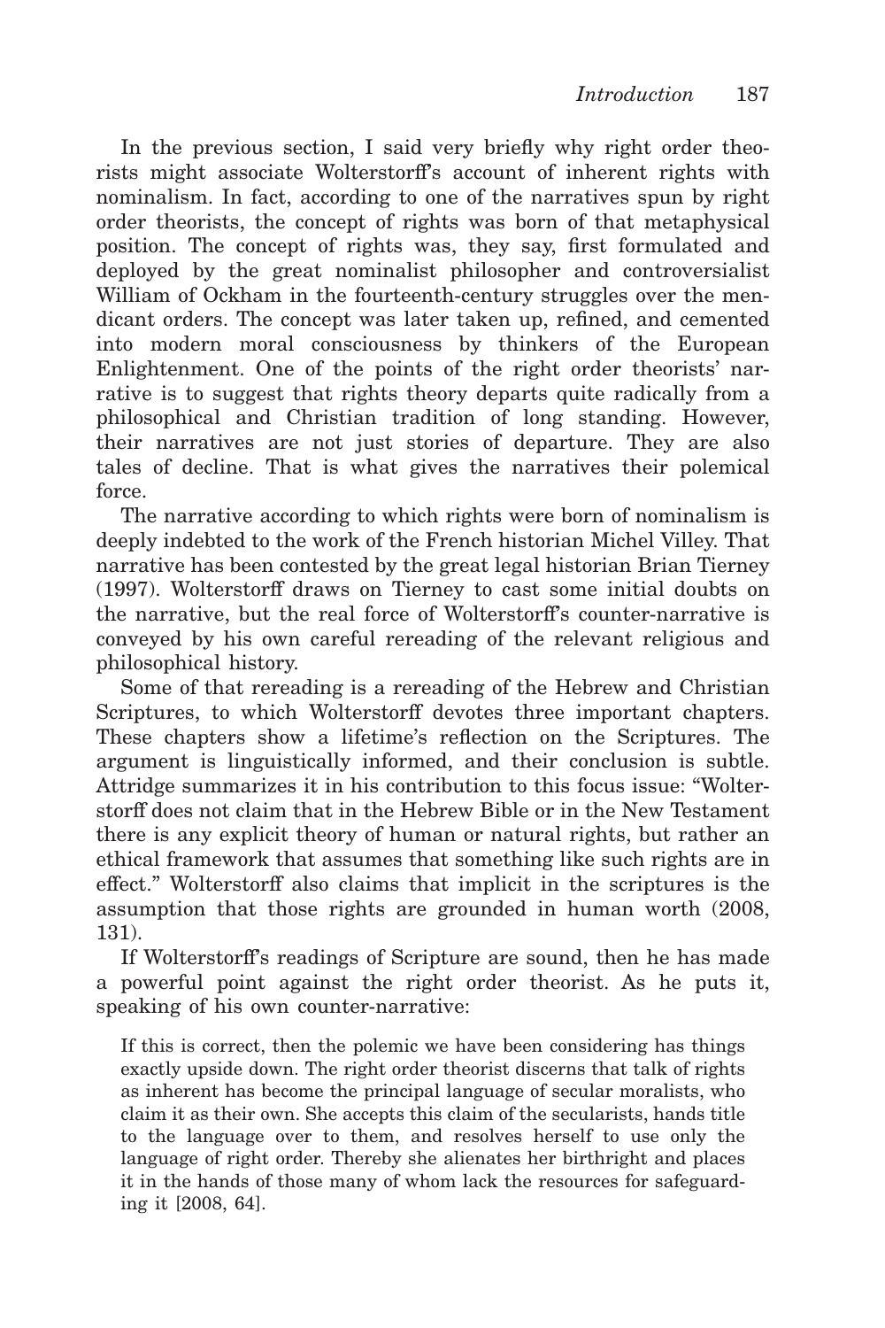In the previous section, I said very briefly why right order theorists might associate Wolterstorff's account of inherent rights with nominalism. In fact, according to one of the narratives spun by right order theorists, the concept of rights was born of that metaphysical position. The concept of rights was, they say, first formulated and deployed by the great nominalist philosopher and controversialist William of Ockham in the fourteenth-century struggles over the mendicant orders. The concept was later taken up, refined, and cemented into modern moral consciousness by thinkers of the European Enlightenment. One of the points of the right order theorists' narrative is to suggest that rights theory departs quite radically from a philosophical and Christian tradition of long standing. However, their narratives are not just stories of departure. They are also tales of decline. That is what gives the narratives their polemical force.

The narrative according to which rights were born of nominalism is deeply indebted to the work of the French historian Michel Villey. That narrative has been contested by the great legal historian Brian Tierney (1997). Wolterstorff draws on Tierney to cast some initial doubts on the narrative, but the real force of Wolterstorff's counter-narrative is conveyed by his own careful rereading of the relevant religious and philosophical history.

Some of that rereading is a rereading of the Hebrew and Christian Scriptures, to which Wolterstorff devotes three important chapters. These chapters show a lifetime's reflection on the Scriptures. The argument is linguistically informed, and their conclusion is subtle. Attridge summarizes it in his contribution to this focus issue: "Wolterstorff does not claim that in the Hebrew Bible or in the New Testament there is any explicit theory of human or natural rights, but rather an ethical framework that assumes that something like such rights are in effect." Wolterstorff also claims that implicit in the scriptures is the assumption that those rights are grounded in human worth (2008, 131).

If Wolterstorff's readings of Scripture are sound, then he has made a powerful point against the right order theorist. As he puts it, speaking of his own counter-narrative:

> If this is correct, then the polemic we have been considering has things exactly upside down. The right order theorist discerns that talk of rights as inherent has become the principal language of secular moralists, who claim it as their own. She accepts this claim of the secularists, hands title to the language over to them, and resolves herself to use only the language of right order. Thereby she alienates her birthright and places it in the hands of those many of whom lack the resources for safeguarding it [2008, 64].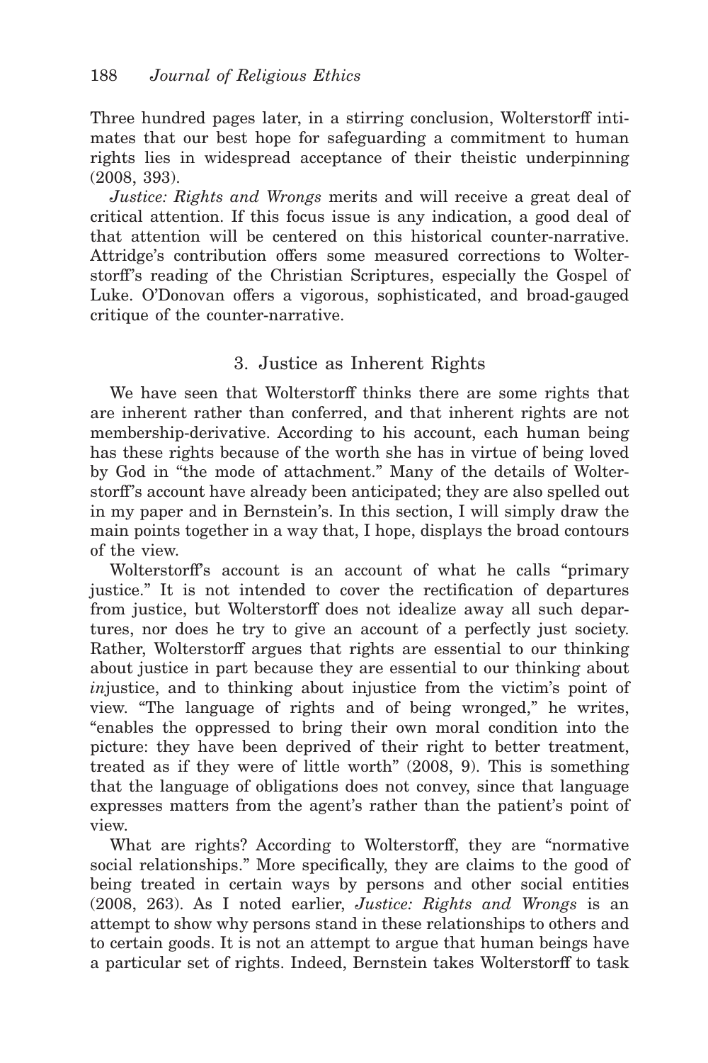Three hundred pages later, in a stirring conclusion, Wolterstorff intimates that our best hope for safeguarding a commitment to human rights lies in widespread acceptance of their theistic underpinning (2008, 393).

*Justice: Rights and Wrongs* merits and will receive a great deal of critical attention. If this focus issue is any indication, a good deal of that attention will be centered on this historical counter-narrative. Attridge's contribution offers some measured corrections to Wolterstorff's reading of the Christian Scriptures, especially the Gospel of Luke. O'Donovan offers a vigorous, sophisticated, and broad-gauged critique of the counter-narrative.

## 3. Justice as Inherent Rights

We have seen that Wolterstorff thinks there are some rights that are inherent rather than conferred, and that inherent rights are not membership-derivative. According to his account, each human being has these rights because of the worth she has in virtue of being loved by God in "the mode of attachment." Many of the details of Wolterstorff's account have already been anticipated; they are also spelled out in my paper and in Bernstein's. In this section, I will simply draw the main points together in a way that, I hope, displays the broad contours of the view.

Wolterstorff's account is an account of what he calls "primary justice." It is not intended to cover the rectification of departures from justice, but Wolterstorff does not idealize away all such departures, nor does he try to give an account of a perfectly just society. Rather, Wolterstorff argues that rights are essential to our thinking about justice in part because they are essential to our thinking about *in*justice, and to thinking about injustice from the victim's point of view. "The language of rights and of being wronged," he writes, "enables the oppressed to bring their own moral condition into the picture: they have been deprived of their right to better treatment, treated as if they were of little worth" (2008, 9). This is something that the language of obligations does not convey, since that language expresses matters from the agent's rather than the patient's point of view.

What are rights? According to Wolterstorff, they are "normative social relationships." More specifically, they are claims to the good of being treated in certain ways by persons and other social entities (2008, 263). As I noted earlier, *Justice: Rights and Wrongs* is an attempt to show why persons stand in these relationships to others and to certain goods. It is not an attempt to argue that human beings have a particular set of rights. Indeed, Bernstein takes Wolterstorff to task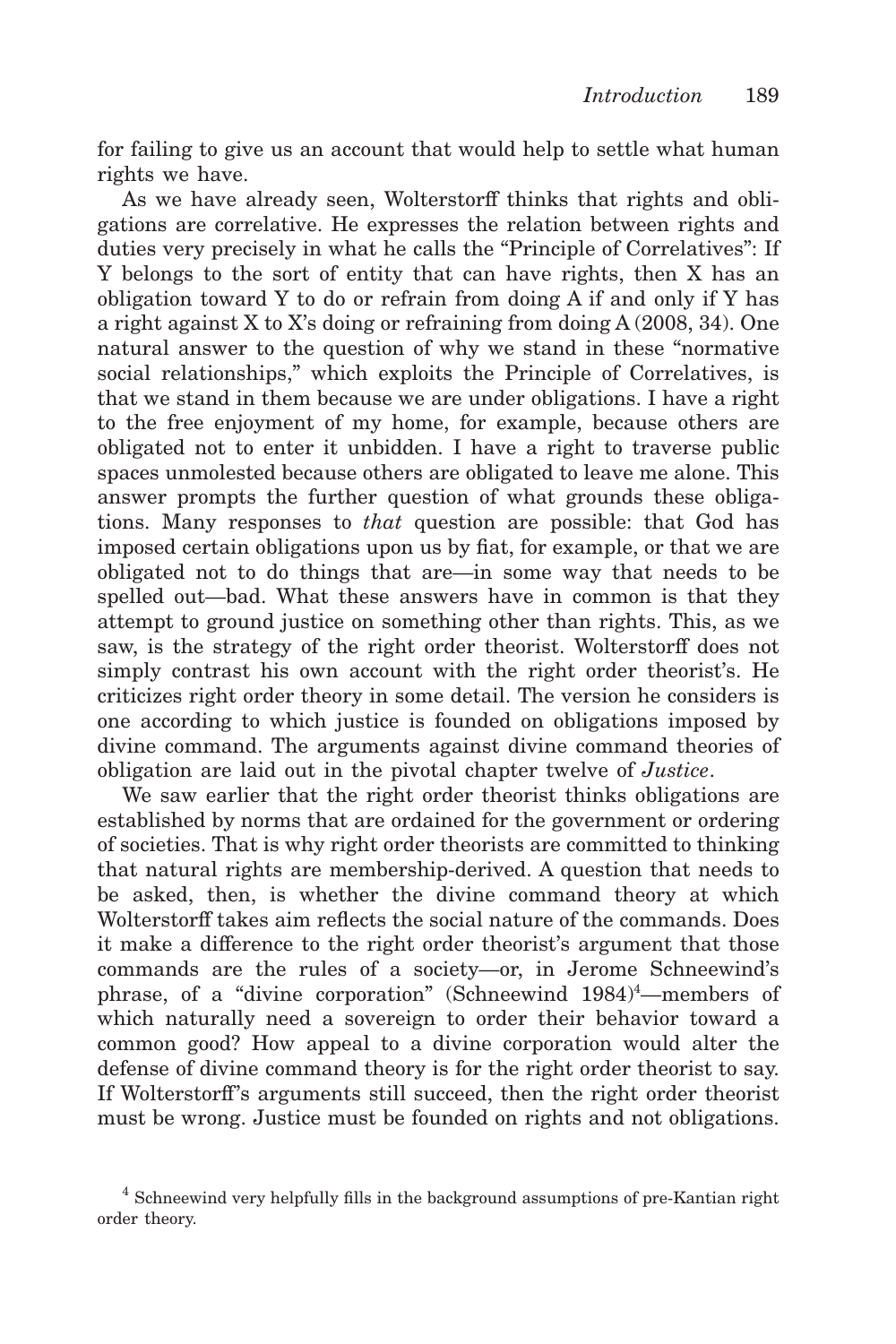for failing to give us an account that would help to settle what human rights we have.

As we have already seen, Wolterstorff thinks that rights and obligations are correlative. He expresses the relation between rights and duties very precisely in what he calls the "Principle of Correlatives": If Y belongs to the sort of entity that can have rights, then X has an obligation toward Y to do or refrain from doing A if and only if Y has a right against X to X's doing or refraining from doing A (2008, 34). One natural answer to the question of why we stand in these "normative social relationships," which exploits the Principle of Correlatives, is that we stand in them because we are under obligations. I have a right to the free enjoyment of my home, for example, because others are obligated not to enter it unbidden. I have a right to traverse public spaces unmolested because others are obligated to leave me alone. This answer prompts the further question of what grounds these obligations. Many responses to *that* question are possible: that God has imposed certain obligations upon us by fiat, for example, or that we are obligated not to do things that are—in some way that needs to be spelled out—bad. What these answers have in common is that they attempt to ground justice on something other than rights. This, as we saw, is the strategy of the right order theorist. Wolterstorff does not simply contrast his own account with the right order theorist's. He criticizes right order theory in some detail. The version he considers is one according to which justice is founded on obligations imposed by divine command. The arguments against divine command theories of obligation are laid out in the pivotal chapter twelve of *Justice*.

We saw earlier that the right order theorist thinks obligations are established by norms that are ordained for the government or ordering of societies. That is why right order theorists are committed to thinking that natural rights are membership-derived. A question that needs to be asked, then, is whether the divine command theory at which Wolterstorff takes aim reflects the social nature of the commands. Does it make a difference to the right order theorist's argument that those commands are the rules of a society—or, in Jerome Schneewind's phrase, of a "divine corporation" (Schneewind 1984)[4]—members of which naturally need a sovereign to order their behavior toward a common good? How appeal to a divine corporation would alter the defense of divine command theory is for the right order theorist to say. If Wolterstorff's arguments still succeed, then the right order theorist must be wrong. Justice must be founded on rights and not obligations.

[4] Schneewind very helpfully fills in the background assumptions of pre-Kantian right order theory.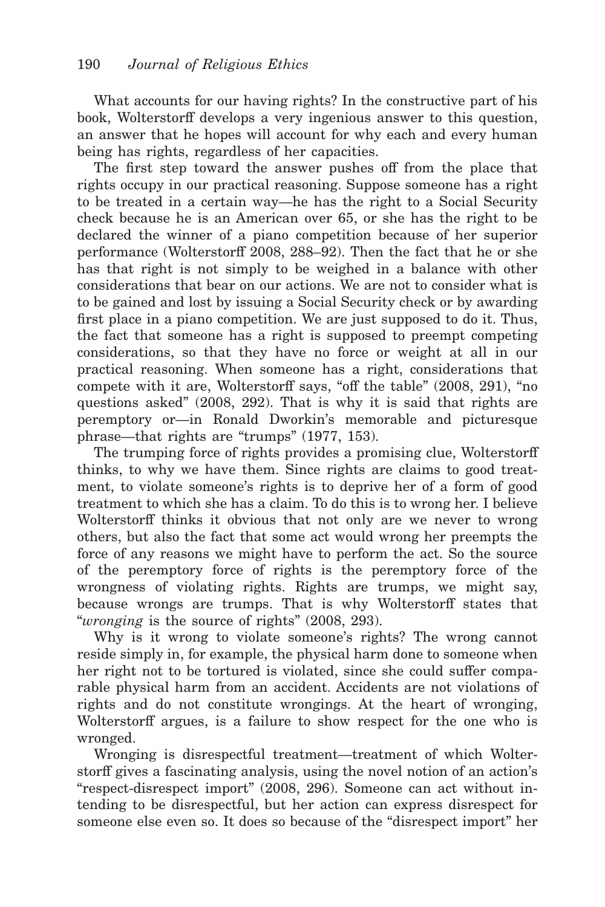What accounts for our having rights? In the constructive part of his book, Wolterstorff develops a very ingenious answer to this question, an answer that he hopes will account for why each and every human being has rights, regardless of her capacities.

The first step toward the answer pushes off from the place that rights occupy in our practical reasoning. Suppose someone has a right to be treated in a certain way—he has the right to a Social Security check because he is an American over 65, or she has the right to be declared the winner of a piano competition because of her superior performance (Wolterstorff 2008, 288–92). Then the fact that he or she has that right is not simply to be weighed in a balance with other considerations that bear on our actions. We are not to consider what is to be gained and lost by issuing a Social Security check or by awarding first place in a piano competition. We are just supposed to do it. Thus, the fact that someone has a right is supposed to preempt competing considerations, so that they have no force or weight at all in our practical reasoning. When someone has a right, considerations that compete with it are, Wolterstorff says, "off the table" (2008, 291), "no questions asked" (2008, 292). That is why it is said that rights are peremptory or—in Ronald Dworkin's memorable and picturesque phrase—that rights are "trumps" (1977, 153).

The trumping force of rights provides a promising clue, Wolterstorff thinks, to why we have them. Since rights are claims to good treatment, to violate someone's rights is to deprive her of a form of good treatment to which she has a claim. To do this is to wrong her. I believe Wolterstorff thinks it obvious that not only are we never to wrong others, but also the fact that some act would wrong her preempts the force of any reasons we might have to perform the act. So the source of the peremptory force of rights is the peremptory force of the wrongness of violating rights. Rights are trumps, we might say, because wrongs are trumps. That is why Wolterstorff states that "*wronging* is the source of rights" (2008, 293).

Why is it wrong to violate someone's rights? The wrong cannot reside simply in, for example, the physical harm done to someone when her right not to be tortured is violated, since she could suffer comparable physical harm from an accident. Accidents are not violations of rights and do not constitute wrongings. At the heart of wronging, Wolterstorff argues, is a failure to show respect for the one who is wronged.

Wronging is disrespectful treatment—treatment of which Wolterstorff gives a fascinating analysis, using the novel notion of an action's "respect-disrespect import" (2008, 296). Someone can act without intending to be disrespectful, but her action can express disrespect for someone else even so. It does so because of the "disrespect import" her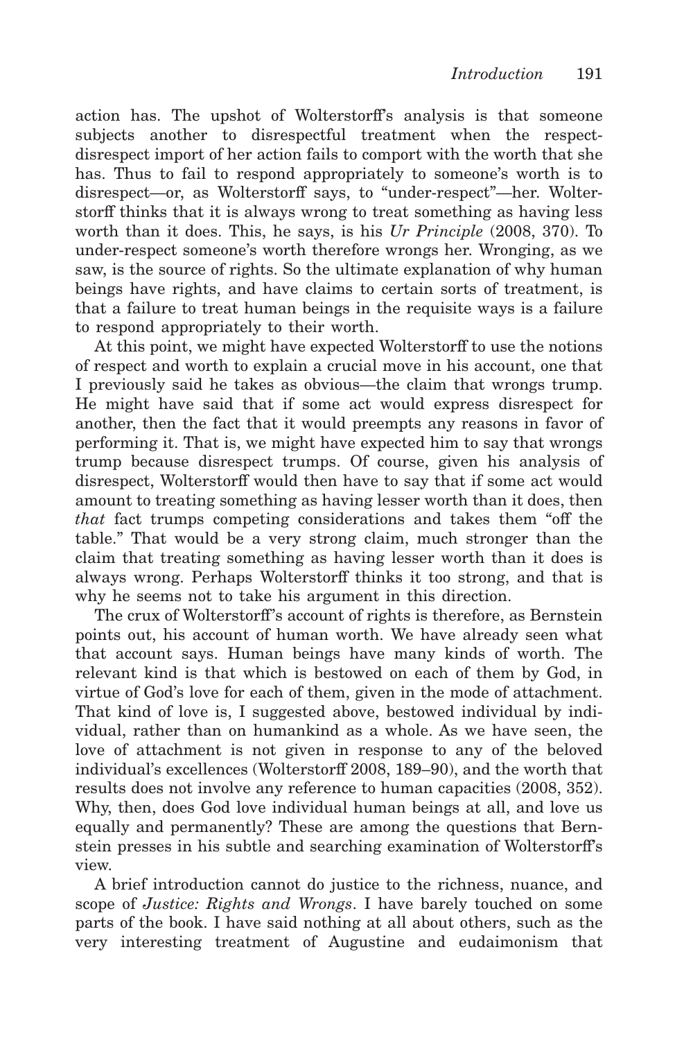action has. The upshot of Wolterstorff's analysis is that someone subjects another to disrespectful treatment when the respect-disrespect import of her action fails to comport with the worth that she has. Thus to fail to respond appropriately to someone's worth is to disrespect—or, as Wolterstorff says, to "under-respect"—her. Wolterstorff thinks that it is always wrong to treat something as having less worth than it does. This, he says, is his *Ur Principle* (2008, 370). To under-respect someone's worth therefore wrongs her. Wronging, as we saw, is the source of rights. So the ultimate explanation of why human beings have rights, and have claims to certain sorts of treatment, is that a failure to treat human beings in the requisite ways is a failure to respond appropriately to their worth.

At this point, we might have expected Wolterstorff to use the notions of respect and worth to explain a crucial move in his account, one that I previously said he takes as obvious—the claim that wrongs trump. He might have said that if some act would express disrespect for another, then the fact that it would preempts any reasons in favor of performing it. That is, we might have expected him to say that wrongs trump because disrespect trumps. Of course, given his analysis of disrespect, Wolterstorff would then have to say that if some act would amount to treating something as having lesser worth than it does, then *that* fact trumps competing considerations and takes them "off the table." That would be a very strong claim, much stronger than the claim that treating something as having lesser worth than it does is always wrong. Perhaps Wolterstorff thinks it too strong, and that is why he seems not to take his argument in this direction.

The crux of Wolterstorff's account of rights is therefore, as Bernstein points out, his account of human worth. We have already seen what that account says. Human beings have many kinds of worth. The relevant kind is that which is bestowed on each of them by God, in virtue of God's love for each of them, given in the mode of attachment. That kind of love is, I suggested above, bestowed individual by individual, rather than on humankind as a whole. As we have seen, the love of attachment is not given in response to any of the beloved individual's excellences (Wolterstorff 2008, 189–90), and the worth that results does not involve any reference to human capacities (2008, 352). Why, then, does God love individual human beings at all, and love us equally and permanently? These are among the questions that Bernstein presses in his subtle and searching examination of Wolterstorff's view.

A brief introduction cannot do justice to the richness, nuance, and scope of *Justice: Rights and Wrongs*. I have barely touched on some parts of the book. I have said nothing at all about others, such as the very interesting treatment of Augustine and eudaimonism that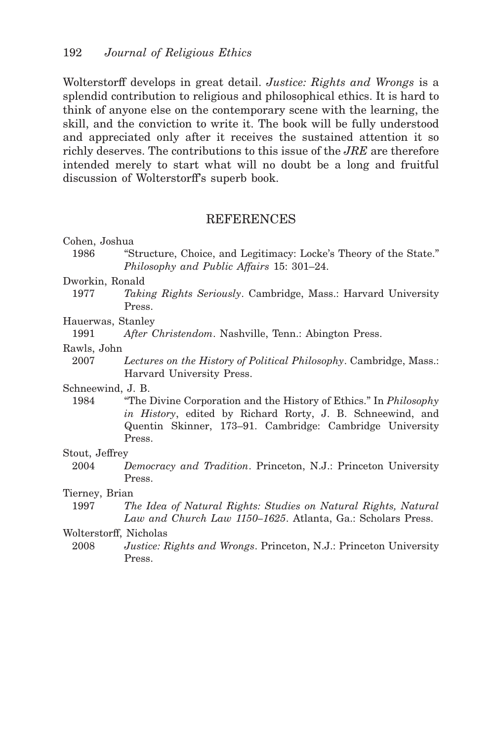Wolterstorff develops in great detail. *Justice: Rights and Wrongs* is a splendid contribution to religious and philosophical ethics. It is hard to think of anyone else on the contemporary scene with the learning, the skill, and the conviction to write it. The book will be fully understood and appreciated only after it receives the sustained attention it so richly deserves. The contributions to this issue of the *JRE* are therefore intended merely to start what will no doubt be a long and fruitful discussion of Wolterstorff's superb book.

## REFERENCES

Cohen, Joshua
: 1986 "Structure, Choice, and Legitimacy: Locke's Theory of the State." *Philosophy and Public Affairs* 15: 301–24.

Dworkin, Ronald
: 1977 *Taking Rights Seriously*. Cambridge, Mass.: Harvard University Press.

Hauerwas, Stanley
: 1991 *After Christendom*. Nashville, Tenn.: Abington Press.

Rawls, John
: 2007 *Lectures on the History of Political Philosophy*. Cambridge, Mass.: Harvard University Press.

Schneewind, J. B.
: 1984 "The Divine Corporation and the History of Ethics." In *Philosophy in History*, edited by Richard Rorty, J. B. Schneewind, and Quentin Skinner, 173–91. Cambridge: Cambridge University Press.

Stout, Jeffrey
: 2004 *Democracy and Tradition*. Princeton, N.J.: Princeton University Press.

Tierney, Brian
: 1997 *The Idea of Natural Rights: Studies on Natural Rights, Natural Law and Church Law 1150–1625*. Atlanta, Ga.: Scholars Press.

Wolterstorff, Nicholas
: 2008 *Justice: Rights and Wrongs*. Princeton, N.J.: Princeton University Press.